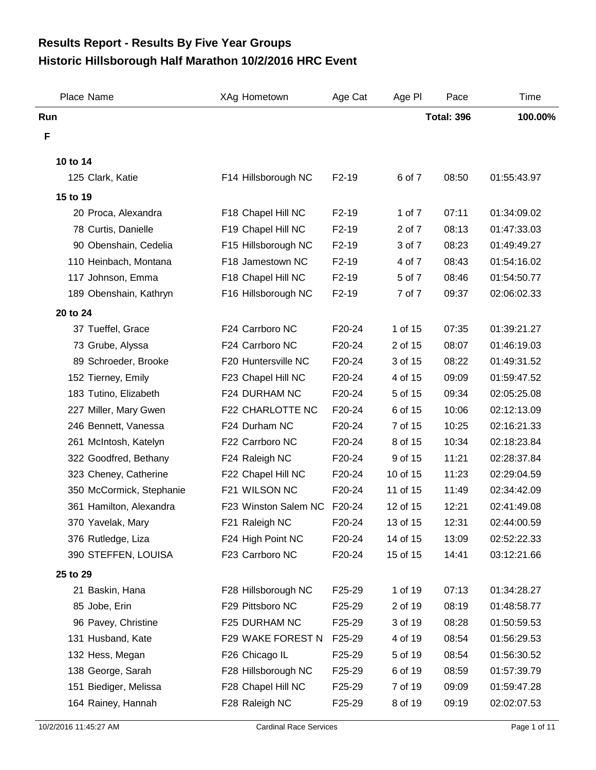# Results Report - Results By Five Year Groups
# Historic Hillsborough Half Marathon 10/2/2016 HRC Event

| Place | Name | XAg | Hometown | Age Cat | Age Pl | Pace | Time |
|---|---|---|---|---|---|---|---|
| **Run** | | | | | | **Total: 396** | **100.00%** |
| **F** | | | | | | | |
| **10 to 14** | | | | | | | |
| 125 | Clark, Katie | F14 | Hillsborough NC | F2-19 | 6 of 7 | 08:50 | 01:55:43.97 |
| **15 to 19** | | | | | | | |
| 20 | Proca, Alexandra | F18 | Chapel Hill NC | F2-19 | 1 of 7 | 07:11 | 01:34:09.02 |
| 78 | Curtis, Danielle | F19 | Chapel Hill NC | F2-19 | 2 of 7 | 08:13 | 01:47:33.03 |
| 90 | Obenshain, Cedelia | F15 | Hillsborough NC | F2-19 | 3 of 7 | 08:23 | 01:49:49.27 |
| 110 | Heinbach, Montana | F18 | Jamestown NC | F2-19 | 4 of 7 | 08:43 | 01:54:16.02 |
| 117 | Johnson, Emma | F18 | Chapel Hill NC | F2-19 | 5 of 7 | 08:46 | 01:54:50.77 |
| 189 | Obenshain, Kathryn | F16 | Hillsborough NC | F2-19 | 7 of 7 | 09:37 | 02:06:02.33 |
| **20 to 24** | | | | | | | |
| 37 | Tueffel, Grace | F24 | Carrboro NC | F20-24 | 1 of 15 | 07:35 | 01:39:21.27 |
| 73 | Grube, Alyssa | F24 | Carrboro NC | F20-24 | 2 of 15 | 08:07 | 01:46:19.03 |
| 89 | Schroeder, Brooke | F20 | Huntersville NC | F20-24 | 3 of 15 | 08:22 | 01:49:31.52 |
| 152 | Tierney, Emily | F23 | Chapel Hill NC | F20-24 | 4 of 15 | 09:09 | 01:59:47.52 |
| 183 | Tutino, Elizabeth | F24 | DURHAM NC | F20-24 | 5 of 15 | 09:34 | 02:05:25.08 |
| 227 | Miller, Mary Gwen | F22 | CHARLOTTE NC | F20-24 | 6 of 15 | 10:06 | 02:12:13.09 |
| 246 | Bennett, Vanessa | F24 | Durham NC | F20-24 | 7 of 15 | 10:25 | 02:16:21.33 |
| 261 | McIntosh, Katelyn | F22 | Carrboro NC | F20-24 | 8 of 15 | 10:34 | 02:18:23.84 |
| 322 | Goodfred, Bethany | F24 | Raleigh NC | F20-24 | 9 of 15 | 11:21 | 02:28:37.84 |
| 323 | Cheney, Catherine | F22 | Chapel Hill NC | F20-24 | 10 of 15 | 11:23 | 02:29:04.59 |
| 350 | McCormick, Stephanie | F21 | WILSON NC | F20-24 | 11 of 15 | 11:49 | 02:34:42.09 |
| 361 | Hamilton, Alexandra | F23 | Winston Salem NC | F20-24 | 12 of 15 | 12:21 | 02:41:49.08 |
| 370 | Yavelak, Mary | F21 | Raleigh NC | F20-24 | 13 of 15 | 12:31 | 02:44:00.59 |
| 376 | Rutledge, Liza | F24 | High Point NC | F20-24 | 14 of 15 | 13:09 | 02:52:22.33 |
| 390 | STEFFEN, LOUISA | F23 | Carrboro NC | F20-24 | 15 of 15 | 14:41 | 03:12:21.66 |
| **25 to 29** | | | | | | | |
| 21 | Baskin, Hana | F28 | Hillsborough NC | F25-29 | 1 of 19 | 07:13 | 01:34:28.27 |
| 85 | Jobe, Erin | F29 | Pittsboro NC | F25-29 | 2 of 19 | 08:19 | 01:48:58.77 |
| 96 | Pavey, Christine | F25 | DURHAM NC | F25-29 | 3 of 19 | 08:28 | 01:50:59.53 |
| 131 | Husband, Kate | F29 | WAKE FOREST N | F25-29 | 4 of 19 | 08:54 | 01:56:29.53 |
| 132 | Hess, Megan | F26 | Chicago IL | F25-29 | 5 of 19 | 08:54 | 01:56:30.52 |
| 138 | George, Sarah | F28 | Hillsborough NC | F25-29 | 6 of 19 | 08:59 | 01:57:39.79 |
| 151 | Biediger, Melissa | F28 | Chapel Hill NC | F25-29 | 7 of 19 | 09:09 | 01:59:47.28 |
| 164 | Rainey, Hannah | F28 | Raleigh NC | F25-29 | 8 of 19 | 09:19 | 02:02:07.53 |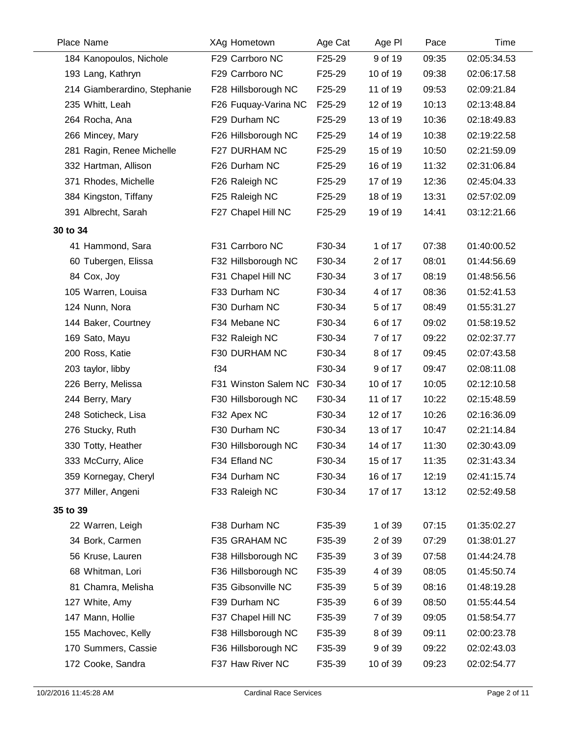| Place | Name | XAg | Hometown | Age Cat | Age Pl | Pace | Time |
|---|---|---|---|---|---|---|---|
| 184 | Kanopoulos, Nichole | F29 | Carrboro NC | F25-29 | 9 of 19 | 09:35 | 02:05:34.53 |
| 193 | Lang, Kathryn | F29 | Carrboro NC | F25-29 | 10 of 19 | 09:38 | 02:06:17.58 |
| 214 | Giamberardino, Stephanie | F28 | Hillsborough NC | F25-29 | 11 of 19 | 09:53 | 02:09:21.84 |
| 235 | Whitt, Leah | F26 | Fuquay-Varina NC | F25-29 | 12 of 19 | 10:13 | 02:13:48.84 |
| 264 | Rocha, Ana | F29 | Durham NC | F25-29 | 13 of 19 | 10:36 | 02:18:49.83 |
| 266 | Mincey, Mary | F26 | Hillsborough NC | F25-29 | 14 of 19 | 10:38 | 02:19:22.58 |
| 281 | Ragin, Renee Michelle | F27 | DURHAM NC | F25-29 | 15 of 19 | 10:50 | 02:21:59.09 |
| 332 | Hartman, Allison | F26 | Durham NC | F25-29 | 16 of 19 | 11:32 | 02:31:06.84 |
| 371 | Rhodes, Michelle | F26 | Raleigh NC | F25-29 | 17 of 19 | 12:36 | 02:45:04.33 |
| 384 | Kingston, Tiffany | F25 | Raleigh NC | F25-29 | 18 of 19 | 13:31 | 02:57:02.09 |
| 391 | Albrecht, Sarah | F27 | Chapel Hill NC | F25-29 | 19 of 19 | 14:41 | 03:12:21.66 |
| **30 to 34** | | | | | | | |
| 41 | Hammond, Sara | F31 | Carrboro NC | F30-34 | 1 of 17 | 07:38 | 01:40:00.52 |
| 60 | Tubergen, Elissa | F32 | Hillsborough NC | F30-34 | 2 of 17 | 08:01 | 01:44:56.69 |
| 84 | Cox, Joy | F31 | Chapel Hill NC | F30-34 | 3 of 17 | 08:19 | 01:48:56.56 |
| 105 | Warren, Louisa | F33 | Durham NC | F30-34 | 4 of 17 | 08:36 | 01:52:41.53 |
| 124 | Nunn, Nora | F30 | Durham NC | F30-34 | 5 of 17 | 08:49 | 01:55:31.27 |
| 144 | Baker, Courtney | F34 | Mebane NC | F30-34 | 6 of 17 | 09:02 | 01:58:19.52 |
| 169 | Sato, Mayu | F32 | Raleigh NC | F30-34 | 7 of 17 | 09:22 | 02:02:37.77 |
| 200 | Ross, Katie | F30 | DURHAM NC | F30-34 | 8 of 17 | 09:45 | 02:07:43.58 |
| 203 | taylor, libby | f34 | | F30-34 | 9 of 17 | 09:47 | 02:08:11.08 |
| 226 | Berry, Melissa | F31 | Winston Salem NC | F30-34 | 10 of 17 | 10:05 | 02:12:10.58 |
| 244 | Berry, Mary | F30 | Hillsborough NC | F30-34 | 11 of 17 | 10:22 | 02:15:48.59 |
| 248 | Soticheck, Lisa | F32 | Apex NC | F30-34 | 12 of 17 | 10:26 | 02:16:36.09 |
| 276 | Stucky, Ruth | F30 | Durham NC | F30-34 | 13 of 17 | 10:47 | 02:21:14.84 |
| 330 | Totty, Heather | F30 | Hillsborough NC | F30-34 | 14 of 17 | 11:30 | 02:30:43.09 |
| 333 | McCurry, Alice | F34 | Efland NC | F30-34 | 15 of 17 | 11:35 | 02:31:43.34 |
| 359 | Kornegay, Cheryl | F34 | Durham NC | F30-34 | 16 of 17 | 12:19 | 02:41:15.74 |
| 377 | Miller, Angeni | F33 | Raleigh NC | F30-34 | 17 of 17 | 13:12 | 02:52:49.58 |
| **35 to 39** | | | | | | | |
| 22 | Warren, Leigh | F38 | Durham NC | F35-39 | 1 of 39 | 07:15 | 01:35:02.27 |
| 34 | Bork, Carmen | F35 | GRAHAM NC | F35-39 | 2 of 39 | 07:29 | 01:38:01.27 |
| 56 | Kruse, Lauren | F38 | Hillsborough NC | F35-39 | 3 of 39 | 07:58 | 01:44:24.78 |
| 68 | Whitman, Lori | F36 | Hillsborough NC | F35-39 | 4 of 39 | 08:05 | 01:45:50.74 |
| 81 | Chamra, Melisha | F35 | Gibsonville NC | F35-39 | 5 of 39 | 08:16 | 01:48:19.28 |
| 127 | White, Amy | F39 | Durham NC | F35-39 | 6 of 39 | 08:50 | 01:55:44.54 |
| 147 | Mann, Hollie | F37 | Chapel Hill NC | F35-39 | 7 of 39 | 09:05 | 01:58:54.77 |
| 155 | Machovec, Kelly | F38 | Hillsborough NC | F35-39 | 8 of 39 | 09:11 | 02:00:23.78 |
| 170 | Summers, Cassie | F36 | Hillsborough NC | F35-39 | 9 of 39 | 09:22 | 02:02:43.03 |
| 172 | Cooke, Sandra | F37 | Haw River NC | F35-39 | 10 of 39 | 09:23 | 02:02:54.77 |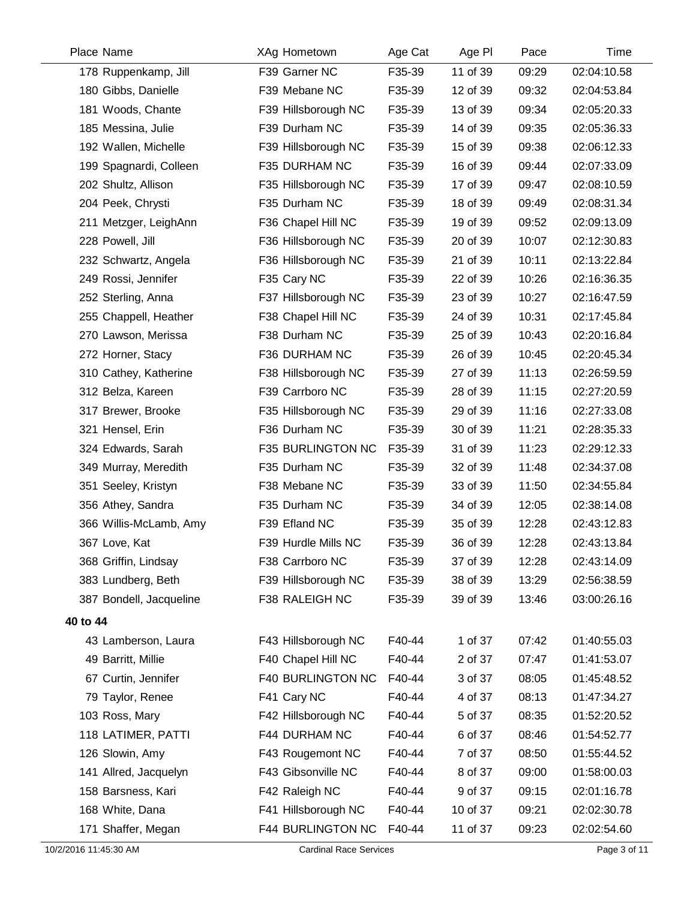| Place | Name | XAg | Hometown | Age Cat | Age Pl | Pace | Time |
|---|---|---|---|---|---|---|---|
| 178 | Ruppenkamp, Jill | F39 | Garner NC | F35-39 | 11 of 39 | 09:29 | 02:04:10.58 |
| 180 | Gibbs, Danielle | F39 | Mebane NC | F35-39 | 12 of 39 | 09:32 | 02:04:53.84 |
| 181 | Woods, Chante | F39 | Hillsborough NC | F35-39 | 13 of 39 | 09:34 | 02:05:20.33 |
| 185 | Messina, Julie | F39 | Durham NC | F35-39 | 14 of 39 | 09:35 | 02:05:36.33 |
| 192 | Wallen, Michelle | F39 | Hillsborough NC | F35-39 | 15 of 39 | 09:38 | 02:06:12.33 |
| 199 | Spagnardi, Colleen | F35 | DURHAM NC | F35-39 | 16 of 39 | 09:44 | 02:07:33.09 |
| 202 | Shultz, Allison | F35 | Hillsborough NC | F35-39 | 17 of 39 | 09:47 | 02:08:10.59 |
| 204 | Peek, Chrysti | F35 | Durham NC | F35-39 | 18 of 39 | 09:49 | 02:08:31.34 |
| 211 | Metzger, LeighAnn | F36 | Chapel Hill NC | F35-39 | 19 of 39 | 09:52 | 02:09:13.09 |
| 228 | Powell, Jill | F36 | Hillsborough NC | F35-39 | 20 of 39 | 10:07 | 02:12:30.83 |
| 232 | Schwartz, Angela | F36 | Hillsborough NC | F35-39 | 21 of 39 | 10:11 | 02:13:22.84 |
| 249 | Rossi, Jennifer | F35 | Cary NC | F35-39 | 22 of 39 | 10:26 | 02:16:36.35 |
| 252 | Sterling, Anna | F37 | Hillsborough NC | F35-39 | 23 of 39 | 10:27 | 02:16:47.59 |
| 255 | Chappell, Heather | F38 | Chapel Hill NC | F35-39 | 24 of 39 | 10:31 | 02:17:45.84 |
| 270 | Lawson, Merissa | F38 | Durham NC | F35-39 | 25 of 39 | 10:43 | 02:20:16.84 |
| 272 | Horner, Stacy | F36 | DURHAM NC | F35-39 | 26 of 39 | 10:45 | 02:20:45.34 |
| 310 | Cathey, Katherine | F38 | Hillsborough NC | F35-39 | 27 of 39 | 11:13 | 02:26:59.59 |
| 312 | Belza, Kareen | F39 | Carrboro NC | F35-39 | 28 of 39 | 11:15 | 02:27:20.59 |
| 317 | Brewer, Brooke | F35 | Hillsborough NC | F35-39 | 29 of 39 | 11:16 | 02:27:33.08 |
| 321 | Hensel, Erin | F36 | Durham NC | F35-39 | 30 of 39 | 11:21 | 02:28:35.33 |
| 324 | Edwards, Sarah | F35 | BURLINGTON NC | F35-39 | 31 of 39 | 11:23 | 02:29:12.33 |
| 349 | Murray, Meredith | F35 | Durham NC | F35-39 | 32 of 39 | 11:48 | 02:34:37.08 |
| 351 | Seeley, Kristyn | F38 | Mebane NC | F35-39 | 33 of 39 | 11:50 | 02:34:55.84 |
| 356 | Athey, Sandra | F35 | Durham NC | F35-39 | 34 of 39 | 12:05 | 02:38:14.08 |
| 366 | Willis-McLamb, Amy | F39 | Efland NC | F35-39 | 35 of 39 | 12:28 | 02:43:12.83 |
| 367 | Love, Kat | F39 | Hurdle Mills NC | F35-39 | 36 of 39 | 12:28 | 02:43:13.84 |
| 368 | Griffin, Lindsay | F38 | Carrboro NC | F35-39 | 37 of 39 | 12:28 | 02:43:14.09 |
| 383 | Lundberg, Beth | F39 | Hillsborough NC | F35-39 | 38 of 39 | 13:29 | 02:56:38.59 |
| 387 | Bondell, Jacqueline | F38 | RALEIGH NC | F35-39 | 39 of 39 | 13:46 | 03:00:26.16 |
| **40 to 44** | | | | | | | |
| 43 | Lamberson, Laura | F43 | Hillsborough NC | F40-44 | 1 of 37 | 07:42 | 01:40:55.03 |
| 49 | Barritt, Millie | F40 | Chapel Hill NC | F40-44 | 2 of 37 | 07:47 | 01:41:53.07 |
| 67 | Curtin, Jennifer | F40 | BURLINGTON NC | F40-44 | 3 of 37 | 08:05 | 01:45:48.52 |
| 79 | Taylor, Renee | F41 | Cary NC | F40-44 | 4 of 37 | 08:13 | 01:47:34.27 |
| 103 | Ross, Mary | F42 | Hillsborough NC | F40-44 | 5 of 37 | 08:35 | 01:52:20.52 |
| 118 | LATIMER, PATTI | F44 | DURHAM NC | F40-44 | 6 of 37 | 08:46 | 01:54:52.77 |
| 126 | Slowin, Amy | F43 | Rougemont NC | F40-44 | 7 of 37 | 08:50 | 01:55:44.52 |
| 141 | Allred, Jacquelyn | F43 | Gibsonville NC | F40-44 | 8 of 37 | 09:00 | 01:58:00.03 |
| 158 | Barsness, Kari | F42 | Raleigh NC | F40-44 | 9 of 37 | 09:15 | 02:01:16.78 |
| 168 | White, Dana | F41 | Hillsborough NC | F40-44 | 10 of 37 | 09:21 | 02:02:30.78 |
| 171 | Shaffer, Megan | F44 | BURLINGTON NC | F40-44 | 11 of 37 | 09:23 | 02:02:54.60 |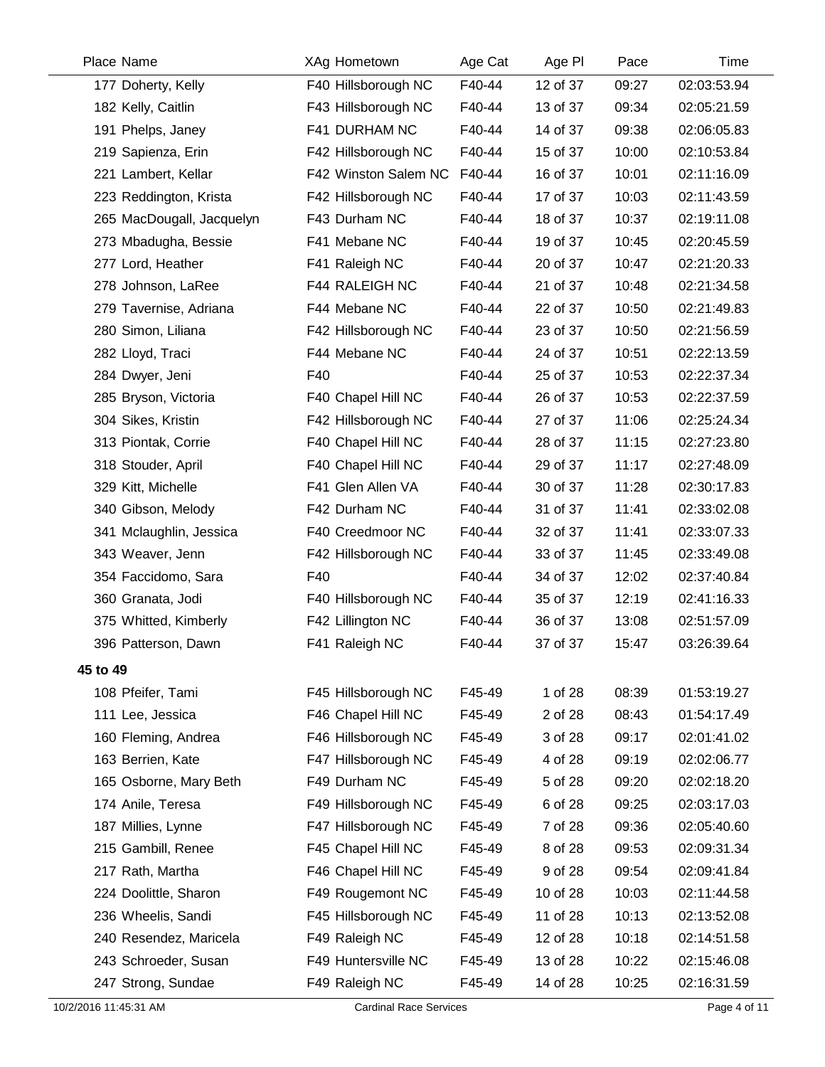| Place | Name | XAg | Hometown | Age Cat | Age Pl | Pace | Time |
|---|---|---|---|---|---|---|---|
| 177 | Doherty, Kelly | F40 | Hillsborough NC | F40-44 | 12 of 37 | 09:27 | 02:03:53.94 |
| 182 | Kelly, Caitlin | F43 | Hillsborough NC | F40-44 | 13 of 37 | 09:34 | 02:05:21.59 |
| 191 | Phelps, Janey | F41 | DURHAM NC | F40-44 | 14 of 37 | 09:38 | 02:06:05.83 |
| 219 | Sapienza, Erin | F42 | Hillsborough NC | F40-44 | 15 of 37 | 10:00 | 02:10:53.84 |
| 221 | Lambert, Kellar | F42 | Winston Salem NC | F40-44 | 16 of 37 | 10:01 | 02:11:16.09 |
| 223 | Reddington, Krista | F42 | Hillsborough NC | F40-44 | 17 of 37 | 10:03 | 02:11:43.59 |
| 265 | MacDougall, Jacquelyn | F43 | Durham NC | F40-44 | 18 of 37 | 10:37 | 02:19:11.08 |
| 273 | Mbadugha, Bessie | F41 | Mebane NC | F40-44 | 19 of 37 | 10:45 | 02:20:45.59 |
| 277 | Lord, Heather | F41 | Raleigh NC | F40-44 | 20 of 37 | 10:47 | 02:21:20.33 |
| 278 | Johnson, LaRee | F44 | RALEIGH NC | F40-44 | 21 of 37 | 10:48 | 02:21:34.58 |
| 279 | Tavernise, Adriana | F44 | Mebane NC | F40-44 | 22 of 37 | 10:50 | 02:21:49.83 |
| 280 | Simon, Liliana | F42 | Hillsborough NC | F40-44 | 23 of 37 | 10:50 | 02:21:56.59 |
| 282 | Lloyd, Traci | F44 | Mebane NC | F40-44 | 24 of 37 | 10:51 | 02:22:13.59 |
| 284 | Dwyer, Jeni | F40 | | F40-44 | 25 of 37 | 10:53 | 02:22:37.34 |
| 285 | Bryson, Victoria | F40 | Chapel Hill NC | F40-44 | 26 of 37 | 10:53 | 02:22:37.59 |
| 304 | Sikes, Kristin | F42 | Hillsborough NC | F40-44 | 27 of 37 | 11:06 | 02:25:24.34 |
| 313 | Piontak, Corrie | F40 | Chapel Hill NC | F40-44 | 28 of 37 | 11:15 | 02:27:23.80 |
| 318 | Stouder, April | F40 | Chapel Hill NC | F40-44 | 29 of 37 | 11:17 | 02:27:48.09 |
| 329 | Kitt, Michelle | F41 | Glen Allen VA | F40-44 | 30 of 37 | 11:28 | 02:30:17.83 |
| 340 | Gibson, Melody | F42 | Durham NC | F40-44 | 31 of 37 | 11:41 | 02:33:02.08 |
| 341 | Mclaughlin, Jessica | F40 | Creedmoor NC | F40-44 | 32 of 37 | 11:41 | 02:33:07.33 |
| 343 | Weaver, Jenn | F42 | Hillsborough NC | F40-44 | 33 of 37 | 11:45 | 02:33:49.08 |
| 354 | Faccidomo, Sara | F40 | | F40-44 | 34 of 37 | 12:02 | 02:37:40.84 |
| 360 | Granata, Jodi | F40 | Hillsborough NC | F40-44 | 35 of 37 | 12:19 | 02:41:16.33 |
| 375 | Whitted, Kimberly | F42 | Lillington NC | F40-44 | 36 of 37 | 13:08 | 02:51:57.09 |
| 396 | Patterson, Dawn | F41 | Raleigh NC | F40-44 | 37 of 37 | 15:47 | 03:26:39.64 |

**45 to 49**

| Place | Name | XAg | Hometown | Age Cat | Age Pl | Pace | Time |
|---|---|---|---|---|---|---|---|
| 108 | Pfeifer, Tami | F45 | Hillsborough NC | F45-49 | 1 of 28 | 08:39 | 01:53:19.27 |
| 111 | Lee, Jessica | F46 | Chapel Hill NC | F45-49 | 2 of 28 | 08:43 | 01:54:17.49 |
| 160 | Fleming, Andrea | F46 | Hillsborough NC | F45-49 | 3 of 28 | 09:17 | 02:01:41.02 |
| 163 | Berrien, Kate | F47 | Hillsborough NC | F45-49 | 4 of 28 | 09:19 | 02:02:06.77 |
| 165 | Osborne, Mary Beth | F49 | Durham NC | F45-49 | 5 of 28 | 09:20 | 02:02:18.20 |
| 174 | Anile, Teresa | F49 | Hillsborough NC | F45-49 | 6 of 28 | 09:25 | 02:03:17.03 |
| 187 | Millies, Lynne | F47 | Hillsborough NC | F45-49 | 7 of 28 | 09:36 | 02:05:40.60 |
| 215 | Gambill, Renee | F45 | Chapel Hill NC | F45-49 | 8 of 28 | 09:53 | 02:09:31.34 |
| 217 | Rath, Martha | F46 | Chapel Hill NC | F45-49 | 9 of 28 | 09:54 | 02:09:41.84 |
| 224 | Doolittle, Sharon | F49 | Rougemont NC | F45-49 | 10 of 28 | 10:03 | 02:11:44.58 |
| 236 | Wheelis, Sandi | F45 | Hillsborough NC | F45-49 | 11 of 28 | 10:13 | 02:13:52.08 |
| 240 | Resendez, Maricela | F49 | Raleigh NC | F45-49 | 12 of 28 | 10:18 | 02:14:51.58 |
| 243 | Schroeder, Susan | F49 | Huntersville NC | F45-49 | 13 of 28 | 10:22 | 02:15:46.08 |
| 247 | Strong, Sundae | F49 | Raleigh NC | F45-49 | 14 of 28 | 10:25 | 02:16:31.59 |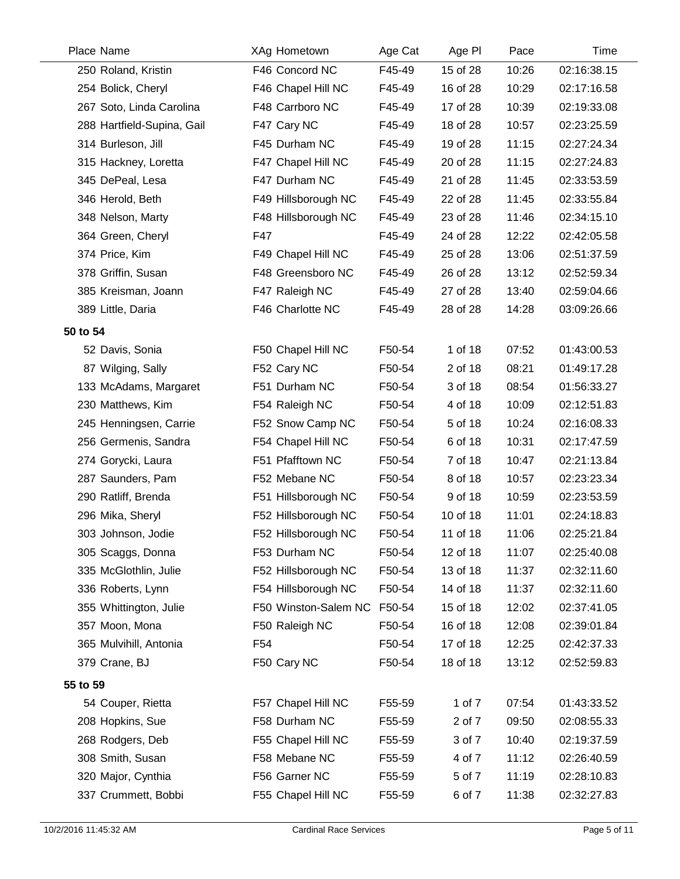| Place | Name | XAg | Hometown | Age Cat | Age Pl | Pace | Time |
|---|---|---|---|---|---|---|---|
| 250 | Roland, Kristin | F46 | Concord NC | F45-49 | 15 of 28 | 10:26 | 02:16:38.15 |
| 254 | Bolick, Cheryl | F46 | Chapel Hill NC | F45-49 | 16 of 28 | 10:29 | 02:17:16.58 |
| 267 | Soto, Linda Carolina | F48 | Carrboro NC | F45-49 | 17 of 28 | 10:39 | 02:19:33.08 |
| 288 | Hartfield-Supina, Gail | F47 | Cary NC | F45-49 | 18 of 28 | 10:57 | 02:23:25.59 |
| 314 | Burleson, Jill | F45 | Durham NC | F45-49 | 19 of 28 | 11:15 | 02:27:24.34 |
| 315 | Hackney, Loretta | F47 | Chapel Hill NC | F45-49 | 20 of 28 | 11:15 | 02:27:24.83 |
| 345 | DePeal, Lesa | F47 | Durham NC | F45-49 | 21 of 28 | 11:45 | 02:33:53.59 |
| 346 | Herold, Beth | F49 | Hillsborough NC | F45-49 | 22 of 28 | 11:45 | 02:33:55.84 |
| 348 | Nelson, Marty | F48 | Hillsborough NC | F45-49 | 23 of 28 | 11:46 | 02:34:15.10 |
| 364 | Green, Cheryl | F47 | | F45-49 | 24 of 28 | 12:22 | 02:42:05.58 |
| 374 | Price, Kim | F49 | Chapel Hill NC | F45-49 | 25 of 28 | 13:06 | 02:51:37.59 |
| 378 | Griffin, Susan | F48 | Greensboro NC | F45-49 | 26 of 28 | 13:12 | 02:52:59.34 |
| 385 | Kreisman, Joann | F47 | Raleigh NC | F45-49 | 27 of 28 | 13:40 | 02:59:04.66 |
| 389 | Little, Daria | F46 | Charlotte NC | F45-49 | 28 of 28 | 14:28 | 03:09:26.66 |
| **50 to 54** | | | | | | | |
| 52 | Davis, Sonia | F50 | Chapel Hill NC | F50-54 | 1 of 18 | 07:52 | 01:43:00.53 |
| 87 | Wilging, Sally | F52 | Cary NC | F50-54 | 2 of 18 | 08:21 | 01:49:17.28 |
| 133 | McAdams, Margaret | F51 | Durham NC | F50-54 | 3 of 18 | 08:54 | 01:56:33.27 |
| 230 | Matthews, Kim | F54 | Raleigh NC | F50-54 | 4 of 18 | 10:09 | 02:12:51.83 |
| 245 | Henningsen, Carrie | F52 | Snow Camp NC | F50-54 | 5 of 18 | 10:24 | 02:16:08.33 |
| 256 | Germenis, Sandra | F54 | Chapel Hill NC | F50-54 | 6 of 18 | 10:31 | 02:17:47.59 |
| 274 | Gorycki, Laura | F51 | Pfafftown NC | F50-54 | 7 of 18 | 10:47 | 02:21:13.84 |
| 287 | Saunders, Pam | F52 | Mebane NC | F50-54 | 8 of 18 | 10:57 | 02:23:23.34 |
| 290 | Ratliff, Brenda | F51 | Hillsborough NC | F50-54 | 9 of 18 | 10:59 | 02:23:53.59 |
| 296 | Mika, Sheryl | F52 | Hillsborough NC | F50-54 | 10 of 18 | 11:01 | 02:24:18.83 |
| 303 | Johnson, Jodie | F52 | Hillsborough NC | F50-54 | 11 of 18 | 11:06 | 02:25:21.84 |
| 305 | Scaggs, Donna | F53 | Durham NC | F50-54 | 12 of 18 | 11:07 | 02:25:40.08 |
| 335 | McGlothlin, Julie | F52 | Hillsborough NC | F50-54 | 13 of 18 | 11:37 | 02:32:11.60 |
| 336 | Roberts, Lynn | F54 | Hillsborough NC | F50-54 | 14 of 18 | 11:37 | 02:32:11.60 |
| 355 | Whittington, Julie | F50 | Winston-Salem NC | F50-54 | 15 of 18 | 12:02 | 02:37:41.05 |
| 357 | Moon, Mona | F50 | Raleigh NC | F50-54 | 16 of 18 | 12:08 | 02:39:01.84 |
| 365 | Mulvihill, Antonia | F54 | | F50-54 | 17 of 18 | 12:25 | 02:42:37.33 |
| 379 | Crane, BJ | F50 | Cary NC | F50-54 | 18 of 18 | 13:12 | 02:52:59.83 |
| **55 to 59** | | | | | | | |
| 54 | Couper, Rietta | F57 | Chapel Hill NC | F55-59 | 1 of 7 | 07:54 | 01:43:33.52 |
| 208 | Hopkins, Sue | F58 | Durham NC | F55-59 | 2 of 7 | 09:50 | 02:08:55.33 |
| 268 | Rodgers, Deb | F55 | Chapel Hill NC | F55-59 | 3 of 7 | 10:40 | 02:19:37.59 |
| 308 | Smith, Susan | F58 | Mebane NC | F55-59 | 4 of 7 | 11:12 | 02:26:40.59 |
| 320 | Major, Cynthia | F56 | Garner NC | F55-59 | 5 of 7 | 11:19 | 02:28:10.83 |
| 337 | Crummett, Bobbi | F55 | Chapel Hill NC | F55-59 | 6 of 7 | 11:38 | 02:32:27.83 |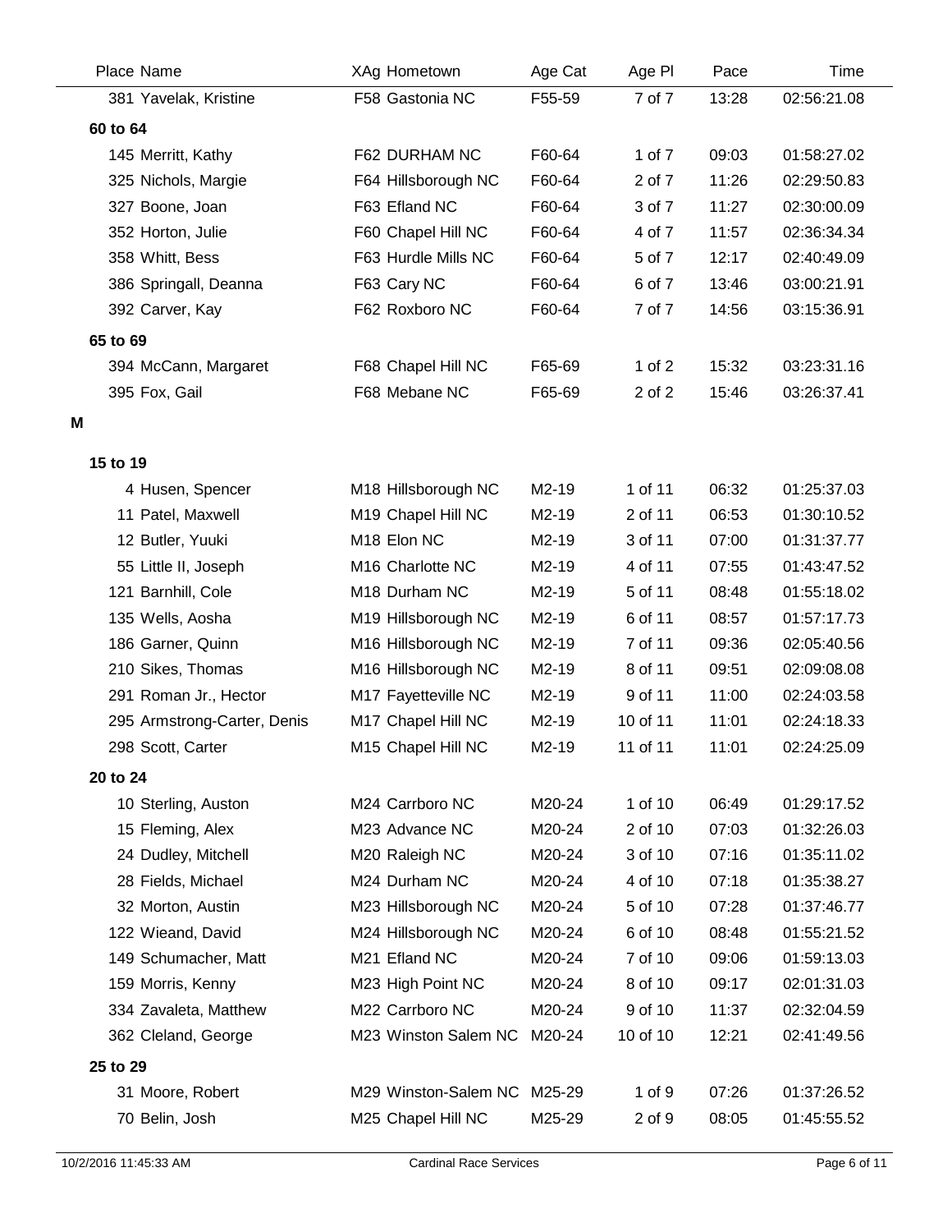| Place | Name | XAg | Hometown | Age Cat | Age Pl | Pace | Time |
|---|---|---|---|---|---|---|---|
| 381 | Yavelak, Kristine | F58 | Gastonia NC | F55-59 | 7 of 7 | 13:28 | 02:56:21.08 |
| **60 to 64** | | | | | | | |
| 145 | Merritt, Kathy | F62 | DURHAM NC | F60-64 | 1 of 7 | 09:03 | 01:58:27.02 |
| 325 | Nichols, Margie | F64 | Hillsborough NC | F60-64 | 2 of 7 | 11:26 | 02:29:50.83 |
| 327 | Boone, Joan | F63 | Efland NC | F60-64 | 3 of 7 | 11:27 | 02:30:00.09 |
| 352 | Horton, Julie | F60 | Chapel Hill NC | F60-64 | 4 of 7 | 11:57 | 02:36:34.34 |
| 358 | Whitt, Bess | F63 | Hurdle Mills NC | F60-64 | 5 of 7 | 12:17 | 02:40:49.09 |
| 386 | Springall, Deanna | F63 | Cary NC | F60-64 | 6 of 7 | 13:46 | 03:00:21.91 |
| 392 | Carver, Kay | F62 | Roxboro NC | F60-64 | 7 of 7 | 14:56 | 03:15:36.91 |
| **65 to 69** | | | | | | | |
| 394 | McCann, Margaret | F68 | Chapel Hill NC | F65-69 | 1 of 2 | 15:32 | 03:23:31.16 |
| 395 | Fox, Gail | F68 | Mebane NC | F65-69 | 2 of 2 | 15:46 | 03:26:37.41 |
| **M** | | | | | | | |
| **15 to 19** | | | | | | | |
| 4 | Husen, Spencer | M18 | Hillsborough NC | M2-19 | 1 of 11 | 06:32 | 01:25:37.03 |
| 11 | Patel, Maxwell | M19 | Chapel Hill NC | M2-19 | 2 of 11 | 06:53 | 01:30:10.52 |
| 12 | Butler, Yuuki | M18 | Elon NC | M2-19 | 3 of 11 | 07:00 | 01:31:37.77 |
| 55 | Little II, Joseph | M16 | Charlotte NC | M2-19 | 4 of 11 | 07:55 | 01:43:47.52 |
| 121 | Barnhill, Cole | M18 | Durham NC | M2-19 | 5 of 11 | 08:48 | 01:55:18.02 |
| 135 | Wells, Aosha | M19 | Hillsborough NC | M2-19 | 6 of 11 | 08:57 | 01:57:17.73 |
| 186 | Garner, Quinn | M16 | Hillsborough NC | M2-19 | 7 of 11 | 09:36 | 02:05:40.56 |
| 210 | Sikes, Thomas | M16 | Hillsborough NC | M2-19 | 8 of 11 | 09:51 | 02:09:08.08 |
| 291 | Roman Jr., Hector | M17 | Fayetteville NC | M2-19 | 9 of 11 | 11:00 | 02:24:03.58 |
| 295 | Armstrong-Carter, Denis | M17 | Chapel Hill NC | M2-19 | 10 of 11 | 11:01 | 02:24:18.33 |
| 298 | Scott, Carter | M15 | Chapel Hill NC | M2-19 | 11 of 11 | 11:01 | 02:24:25.09 |
| **20 to 24** | | | | | | | |
| 10 | Sterling, Auston | M24 | Carrboro NC | M20-24 | 1 of 10 | 06:49 | 01:29:17.52 |
| 15 | Fleming, Alex | M23 | Advance NC | M20-24 | 2 of 10 | 07:03 | 01:32:26.03 |
| 24 | Dudley, Mitchell | M20 | Raleigh NC | M20-24 | 3 of 10 | 07:16 | 01:35:11.02 |
| 28 | Fields, Michael | M24 | Durham NC | M20-24 | 4 of 10 | 07:18 | 01:35:38.27 |
| 32 | Morton, Austin | M23 | Hillsborough NC | M20-24 | 5 of 10 | 07:28 | 01:37:46.77 |
| 122 | Wieand, David | M24 | Hillsborough NC | M20-24 | 6 of 10 | 08:48 | 01:55:21.52 |
| 149 | Schumacher, Matt | M21 | Efland NC | M20-24 | 7 of 10 | 09:06 | 01:59:13.03 |
| 159 | Morris, Kenny | M23 | High Point NC | M20-24 | 8 of 10 | 09:17 | 02:01:31.03 |
| 334 | Zavaleta, Matthew | M22 | Carrboro NC | M20-24 | 9 of 10 | 11:37 | 02:32:04.59 |
| 362 | Cleland, George | M23 | Winston Salem NC | M20-24 | 10 of 10 | 12:21 | 02:41:49.56 |
| **25 to 29** | | | | | | | |
| 31 | Moore, Robert | M29 | Winston-Salem NC | M25-29 | 1 of 9 | 07:26 | 01:37:26.52 |
| 70 | Belin, Josh | M25 | Chapel Hill NC | M25-29 | 2 of 9 | 08:05 | 01:45:55.52 |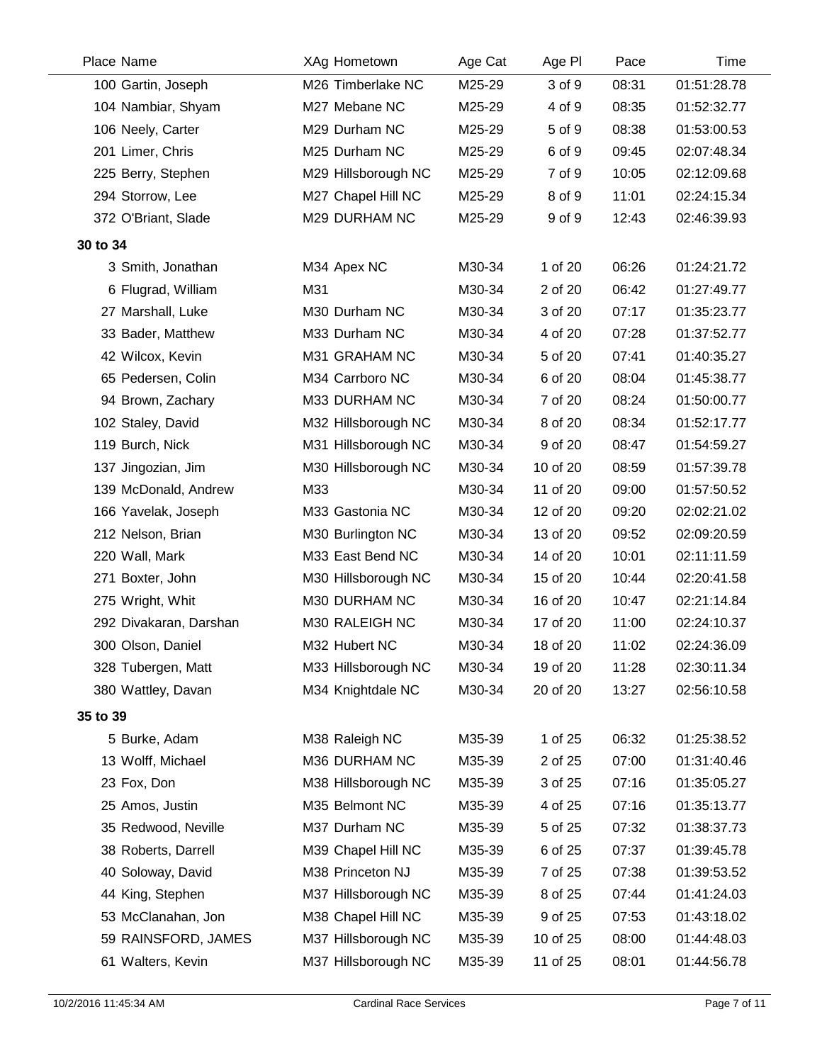| Place | Name | XAg | Hometown | Age Cat | Age Pl | Pace | Time |
|---|---|---|---|---|---|---|---|
| 100 | Gartin, Joseph | M26 | Timberlake NC | M25-29 | 3 of 9 | 08:31 | 01:51:28.78 |
| 104 | Nambiar, Shyam | M27 | Mebane NC | M25-29 | 4 of 9 | 08:35 | 01:52:32.77 |
| 106 | Neely, Carter | M29 | Durham NC | M25-29 | 5 of 9 | 08:38 | 01:53:00.53 |
| 201 | Limer, Chris | M25 | Durham NC | M25-29 | 6 of 9 | 09:45 | 02:07:48.34 |
| 225 | Berry, Stephen | M29 | Hillsborough NC | M25-29 | 7 of 9 | 10:05 | 02:12:09.68 |
| 294 | Storrow, Lee | M27 | Chapel Hill NC | M25-29 | 8 of 9 | 11:01 | 02:24:15.34 |
| 372 | O'Briant, Slade | M29 | DURHAM NC | M25-29 | 9 of 9 | 12:43 | 02:46:39.93 |
| **30 to 34** | | | | | | | |
| 3 | Smith, Jonathan | M34 | Apex NC | M30-34 | 1 of 20 | 06:26 | 01:24:21.72 |
| 6 | Flugrad, William | M31 | | M30-34 | 2 of 20 | 06:42 | 01:27:49.77 |
| 27 | Marshall, Luke | M30 | Durham NC | M30-34 | 3 of 20 | 07:17 | 01:35:23.77 |
| 33 | Bader, Matthew | M33 | Durham NC | M30-34 | 4 of 20 | 07:28 | 01:37:52.77 |
| 42 | Wilcox, Kevin | M31 | GRAHAM NC | M30-34 | 5 of 20 | 07:41 | 01:40:35.27 |
| 65 | Pedersen, Colin | M34 | Carrboro NC | M30-34 | 6 of 20 | 08:04 | 01:45:38.77 |
| 94 | Brown, Zachary | M33 | DURHAM NC | M30-34 | 7 of 20 | 08:24 | 01:50:00.77 |
| 102 | Staley, David | M32 | Hillsborough NC | M30-34 | 8 of 20 | 08:34 | 01:52:17.77 |
| 119 | Burch, Nick | M31 | Hillsborough NC | M30-34 | 9 of 20 | 08:47 | 01:54:59.27 |
| 137 | Jingozian, Jim | M30 | Hillsborough NC | M30-34 | 10 of 20 | 08:59 | 01:57:39.78 |
| 139 | McDonald, Andrew | M33 | | M30-34 | 11 of 20 | 09:00 | 01:57:50.52 |
| 166 | Yavelak, Joseph | M33 | Gastonia NC | M30-34 | 12 of 20 | 09:20 | 02:02:21.02 |
| 212 | Nelson, Brian | M30 | Burlington NC | M30-34 | 13 of 20 | 09:52 | 02:09:20.59 |
| 220 | Wall, Mark | M33 | East Bend NC | M30-34 | 14 of 20 | 10:01 | 02:11:11.59 |
| 271 | Boxter, John | M30 | Hillsborough NC | M30-34 | 15 of 20 | 10:44 | 02:20:41.58 |
| 275 | Wright, Whit | M30 | DURHAM NC | M30-34 | 16 of 20 | 10:47 | 02:21:14.84 |
| 292 | Divakaran, Darshan | M30 | RALEIGH NC | M30-34 | 17 of 20 | 11:00 | 02:24:10.37 |
| 300 | Olson, Daniel | M32 | Hubert NC | M30-34 | 18 of 20 | 11:02 | 02:24:36.09 |
| 328 | Tubergen, Matt | M33 | Hillsborough NC | M30-34 | 19 of 20 | 11:28 | 02:30:11.34 |
| 380 | Wattley, Davan | M34 | Knightdale NC | M30-34 | 20 of 20 | 13:27 | 02:56:10.58 |
| **35 to 39** | | | | | | | |
| 5 | Burke, Adam | M38 | Raleigh NC | M35-39 | 1 of 25 | 06:32 | 01:25:38.52 |
| 13 | Wolff, Michael | M36 | DURHAM NC | M35-39 | 2 of 25 | 07:00 | 01:31:40.46 |
| 23 | Fox, Don | M38 | Hillsborough NC | M35-39 | 3 of 25 | 07:16 | 01:35:05.27 |
| 25 | Amos, Justin | M35 | Belmont NC | M35-39 | 4 of 25 | 07:16 | 01:35:13.77 |
| 35 | Redwood, Neville | M37 | Durham NC | M35-39 | 5 of 25 | 07:32 | 01:38:37.73 |
| 38 | Roberts, Darrell | M39 | Chapel Hill NC | M35-39 | 6 of 25 | 07:37 | 01:39:45.78 |
| 40 | Soloway, David | M38 | Princeton NJ | M35-39 | 7 of 25 | 07:38 | 01:39:53.52 |
| 44 | King, Stephen | M37 | Hillsborough NC | M35-39 | 8 of 25 | 07:44 | 01:41:24.03 |
| 53 | McClanahan, Jon | M38 | Chapel Hill NC | M35-39 | 9 of 25 | 07:53 | 01:43:18.02 |
| 59 | RAINSFORD, JAMES | M37 | Hillsborough NC | M35-39 | 10 of 25 | 08:00 | 01:44:48.03 |
| 61 | Walters, Kevin | M37 | Hillsborough NC | M35-39 | 11 of 25 | 08:01 | 01:44:56.78 |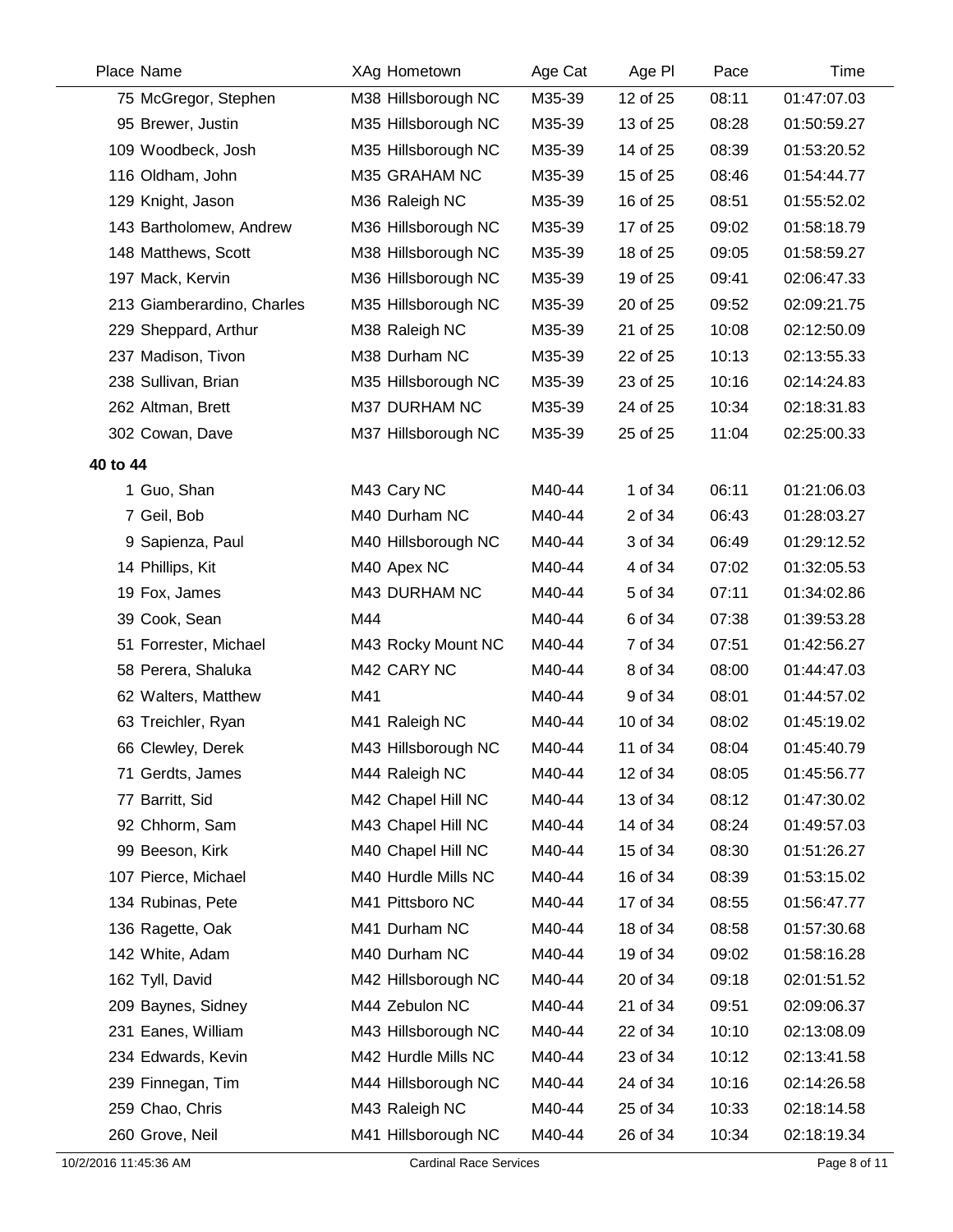| Place | Name | XAg | Hometown | Age Cat | Age Pl | Pace | Time |
|---|---|---|---|---|---|---|---|
| 75 | McGregor, Stephen | M38 | Hillsborough NC | M35-39 | 12 of 25 | 08:11 | 01:47:07.03 |
| 95 | Brewer, Justin | M35 | Hillsborough NC | M35-39 | 13 of 25 | 08:28 | 01:50:59.27 |
| 109 | Woodbeck, Josh | M35 | Hillsborough NC | M35-39 | 14 of 25 | 08:39 | 01:53:20.52 |
| 116 | Oldham, John | M35 | GRAHAM NC | M35-39 | 15 of 25 | 08:46 | 01:54:44.77 |
| 129 | Knight, Jason | M36 | Raleigh NC | M35-39 | 16 of 25 | 08:51 | 01:55:52.02 |
| 143 | Bartholomew, Andrew | M36 | Hillsborough NC | M35-39 | 17 of 25 | 09:02 | 01:58:18.79 |
| 148 | Matthews, Scott | M38 | Hillsborough NC | M35-39 | 18 of 25 | 09:05 | 01:58:59.27 |
| 197 | Mack, Kervin | M36 | Hillsborough NC | M35-39 | 19 of 25 | 09:41 | 02:06:47.33 |
| 213 | Giamberardino, Charles | M35 | Hillsborough NC | M35-39 | 20 of 25 | 09:52 | 02:09:21.75 |
| 229 | Sheppard, Arthur | M38 | Raleigh NC | M35-39 | 21 of 25 | 10:08 | 02:12:50.09 |
| 237 | Madison, Tivon | M38 | Durham NC | M35-39 | 22 of 25 | 10:13 | 02:13:55.33 |
| 238 | Sullivan, Brian | M35 | Hillsborough NC | M35-39 | 23 of 25 | 10:16 | 02:14:24.83 |
| 262 | Altman, Brett | M37 | DURHAM NC | M35-39 | 24 of 25 | 10:34 | 02:18:31.83 |
| 302 | Cowan, Dave | M37 | Hillsborough NC | M35-39 | 25 of 25 | 11:04 | 02:25:00.33 |
| **40 to 44** | | | | | | | |
| 1 | Guo, Shan | M43 | Cary NC | M40-44 | 1 of 34 | 06:11 | 01:21:06.03 |
| 7 | Geil, Bob | M40 | Durham NC | M40-44 | 2 of 34 | 06:43 | 01:28:03.27 |
| 9 | Sapienza, Paul | M40 | Hillsborough NC | M40-44 | 3 of 34 | 06:49 | 01:29:12.52 |
| 14 | Phillips, Kit | M40 | Apex NC | M40-44 | 4 of 34 | 07:02 | 01:32:05.53 |
| 19 | Fox, James | M43 | DURHAM NC | M40-44 | 5 of 34 | 07:11 | 01:34:02.86 |
| 39 | Cook, Sean | M44 | | M40-44 | 6 of 34 | 07:38 | 01:39:53.28 |
| 51 | Forrester, Michael | M43 | Rocky Mount NC | M40-44 | 7 of 34 | 07:51 | 01:42:56.27 |
| 58 | Perera, Shaluka | M42 | CARY NC | M40-44 | 8 of 34 | 08:00 | 01:44:47.03 |
| 62 | Walters, Matthew | M41 | | M40-44 | 9 of 34 | 08:01 | 01:44:57.02 |
| 63 | Treichler, Ryan | M41 | Raleigh NC | M40-44 | 10 of 34 | 08:02 | 01:45:19.02 |
| 66 | Clewley, Derek | M43 | Hillsborough NC | M40-44 | 11 of 34 | 08:04 | 01:45:40.79 |
| 71 | Gerdts, James | M44 | Raleigh NC | M40-44 | 12 of 34 | 08:05 | 01:45:56.77 |
| 77 | Barritt, Sid | M42 | Chapel Hill NC | M40-44 | 13 of 34 | 08:12 | 01:47:30.02 |
| 92 | Chhorm, Sam | M43 | Chapel Hill NC | M40-44 | 14 of 34 | 08:24 | 01:49:57.03 |
| 99 | Beeson, Kirk | M40 | Chapel Hill NC | M40-44 | 15 of 34 | 08:30 | 01:51:26.27 |
| 107 | Pierce, Michael | M40 | Hurdle Mills NC | M40-44 | 16 of 34 | 08:39 | 01:53:15.02 |
| 134 | Rubinas, Pete | M41 | Pittsboro NC | M40-44 | 17 of 34 | 08:55 | 01:56:47.77 |
| 136 | Ragette, Oak | M41 | Durham NC | M40-44 | 18 of 34 | 08:58 | 01:57:30.68 |
| 142 | White, Adam | M40 | Durham NC | M40-44 | 19 of 34 | 09:02 | 01:58:16.28 |
| 162 | Tyll, David | M42 | Hillsborough NC | M40-44 | 20 of 34 | 09:18 | 02:01:51.52 |
| 209 | Baynes, Sidney | M44 | Zebulon NC | M40-44 | 21 of 34 | 09:51 | 02:09:06.37 |
| 231 | Eanes, William | M43 | Hillsborough NC | M40-44 | 22 of 34 | 10:10 | 02:13:08.09 |
| 234 | Edwards, Kevin | M42 | Hurdle Mills NC | M40-44 | 23 of 34 | 10:12 | 02:13:41.58 |
| 239 | Finnegan, Tim | M44 | Hillsborough NC | M40-44 | 24 of 34 | 10:16 | 02:14:26.58 |
| 259 | Chao, Chris | M43 | Raleigh NC | M40-44 | 25 of 34 | 10:33 | 02:18:14.58 |
| 260 | Grove, Neil | M41 | Hillsborough NC | M40-44 | 26 of 34 | 10:34 | 02:18:19.34 |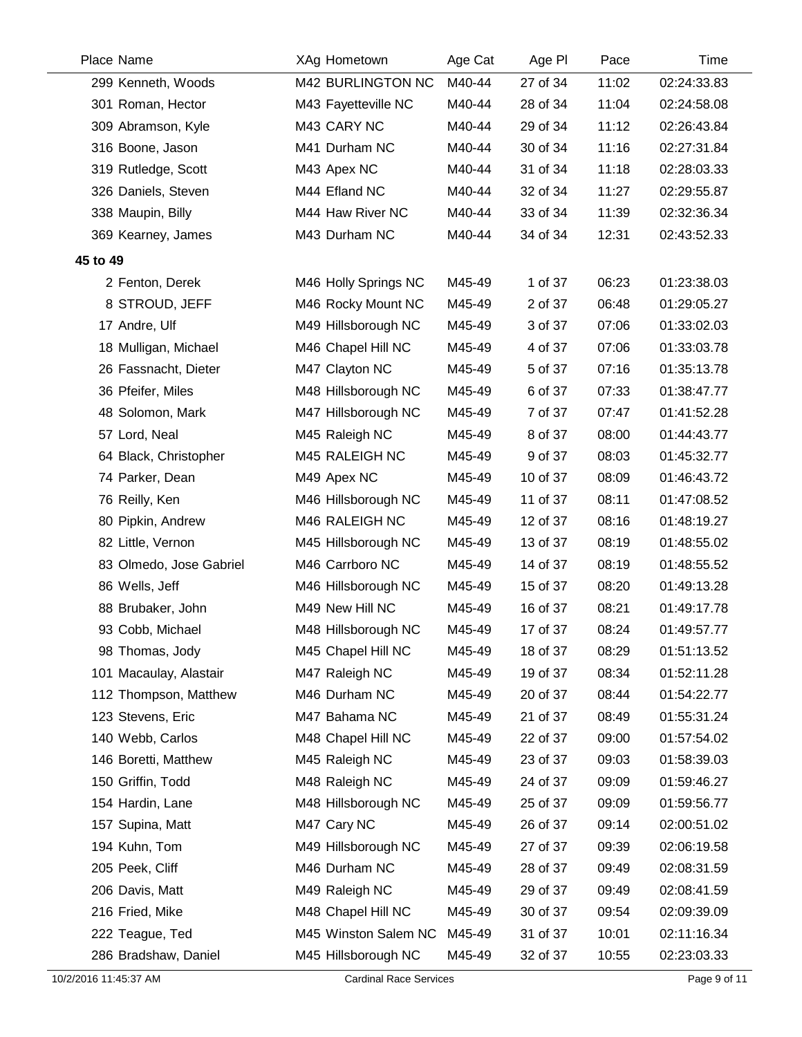| Place | Name | XAg | Hometown | Age Cat | Age Pl | Pace | Time |
|---|---|---|---|---|---|---|---|
| 299 | Kenneth, Woods | M42 | BURLINGTON NC | M40-44 | 27 of 34 | 11:02 | 02:24:33.83 |
| 301 | Roman, Hector | M43 | Fayetteville NC | M40-44 | 28 of 34 | 11:04 | 02:24:58.08 |
| 309 | Abramson, Kyle | M43 | CARY NC | M40-44 | 29 of 34 | 11:12 | 02:26:43.84 |
| 316 | Boone, Jason | M41 | Durham NC | M40-44 | 30 of 34 | 11:16 | 02:27:31.84 |
| 319 | Rutledge, Scott | M43 | Apex NC | M40-44 | 31 of 34 | 11:18 | 02:28:03.33 |
| 326 | Daniels, Steven | M44 | Efland NC | M40-44 | 32 of 34 | 11:27 | 02:29:55.87 |
| 338 | Maupin, Billy | M44 | Haw River NC | M40-44 | 33 of 34 | 11:39 | 02:32:36.34 |
| 369 | Kearney, James | M43 | Durham NC | M40-44 | 34 of 34 | 12:31 | 02:43:52.33 |
| **45 to 49** | | | | | | | |
| 2 | Fenton, Derek | M46 | Holly Springs NC | M45-49 | 1 of 37 | 06:23 | 01:23:38.03 |
| 8 | STROUD, JEFF | M46 | Rocky Mount NC | M45-49 | 2 of 37 | 06:48 | 01:29:05.27 |
| 17 | Andre, Ulf | M49 | Hillsborough NC | M45-49 | 3 of 37 | 07:06 | 01:33:02.03 |
| 18 | Mulligan, Michael | M46 | Chapel Hill NC | M45-49 | 4 of 37 | 07:06 | 01:33:03.78 |
| 26 | Fassnacht, Dieter | M47 | Clayton NC | M45-49 | 5 of 37 | 07:16 | 01:35:13.78 |
| 36 | Pfeifer, Miles | M48 | Hillsborough NC | M45-49 | 6 of 37 | 07:33 | 01:38:47.77 |
| 48 | Solomon, Mark | M47 | Hillsborough NC | M45-49 | 7 of 37 | 07:47 | 01:41:52.28 |
| 57 | Lord, Neal | M45 | Raleigh NC | M45-49 | 8 of 37 | 08:00 | 01:44:43.77 |
| 64 | Black, Christopher | M45 | RALEIGH NC | M45-49 | 9 of 37 | 08:03 | 01:45:32.77 |
| 74 | Parker, Dean | M49 | Apex NC | M45-49 | 10 of 37 | 08:09 | 01:46:43.72 |
| 76 | Reilly, Ken | M46 | Hillsborough NC | M45-49 | 11 of 37 | 08:11 | 01:47:08.52 |
| 80 | Pipkin, Andrew | M46 | RALEIGH NC | M45-49 | 12 of 37 | 08:16 | 01:48:19.27 |
| 82 | Little, Vernon | M45 | Hillsborough NC | M45-49 | 13 of 37 | 08:19 | 01:48:55.02 |
| 83 | Olmedo, Jose Gabriel | M46 | Carrboro NC | M45-49 | 14 of 37 | 08:19 | 01:48:55.52 |
| 86 | Wells, Jeff | M46 | Hillsborough NC | M45-49 | 15 of 37 | 08:20 | 01:49:13.28 |
| 88 | Brubaker, John | M49 | New Hill NC | M45-49 | 16 of 37 | 08:21 | 01:49:17.78 |
| 93 | Cobb, Michael | M48 | Hillsborough NC | M45-49 | 17 of 37 | 08:24 | 01:49:57.77 |
| 98 | Thomas, Jody | M45 | Chapel Hill NC | M45-49 | 18 of 37 | 08:29 | 01:51:13.52 |
| 101 | Macaulay, Alastair | M47 | Raleigh NC | M45-49 | 19 of 37 | 08:34 | 01:52:11.28 |
| 112 | Thompson, Matthew | M46 | Durham NC | M45-49 | 20 of 37 | 08:44 | 01:54:22.77 |
| 123 | Stevens, Eric | M47 | Bahama NC | M45-49 | 21 of 37 | 08:49 | 01:55:31.24 |
| 140 | Webb, Carlos | M48 | Chapel Hill NC | M45-49 | 22 of 37 | 09:00 | 01:57:54.02 |
| 146 | Boretti, Matthew | M45 | Raleigh NC | M45-49 | 23 of 37 | 09:03 | 01:58:39.03 |
| 150 | Griffin, Todd | M48 | Raleigh NC | M45-49 | 24 of 37 | 09:09 | 01:59:46.27 |
| 154 | Hardin, Lane | M48 | Hillsborough NC | M45-49 | 25 of 37 | 09:09 | 01:59:56.77 |
| 157 | Supina, Matt | M47 | Cary NC | M45-49 | 26 of 37 | 09:14 | 02:00:51.02 |
| 194 | Kuhn, Tom | M49 | Hillsborough NC | M45-49 | 27 of 37 | 09:39 | 02:06:19.58 |
| 205 | Peek, Cliff | M46 | Durham NC | M45-49 | 28 of 37 | 09:49 | 02:08:31.59 |
| 206 | Davis, Matt | M49 | Raleigh NC | M45-49 | 29 of 37 | 09:49 | 02:08:41.59 |
| 216 | Fried, Mike | M48 | Chapel Hill NC | M45-49 | 30 of 37 | 09:54 | 02:09:39.09 |
| 222 | Teague, Ted | M45 | Winston Salem NC | M45-49 | 31 of 37 | 10:01 | 02:11:16.34 |
| 286 | Bradshaw, Daniel | M45 | Hillsborough NC | M45-49 | 32 of 37 | 10:55 | 02:23:03.33 |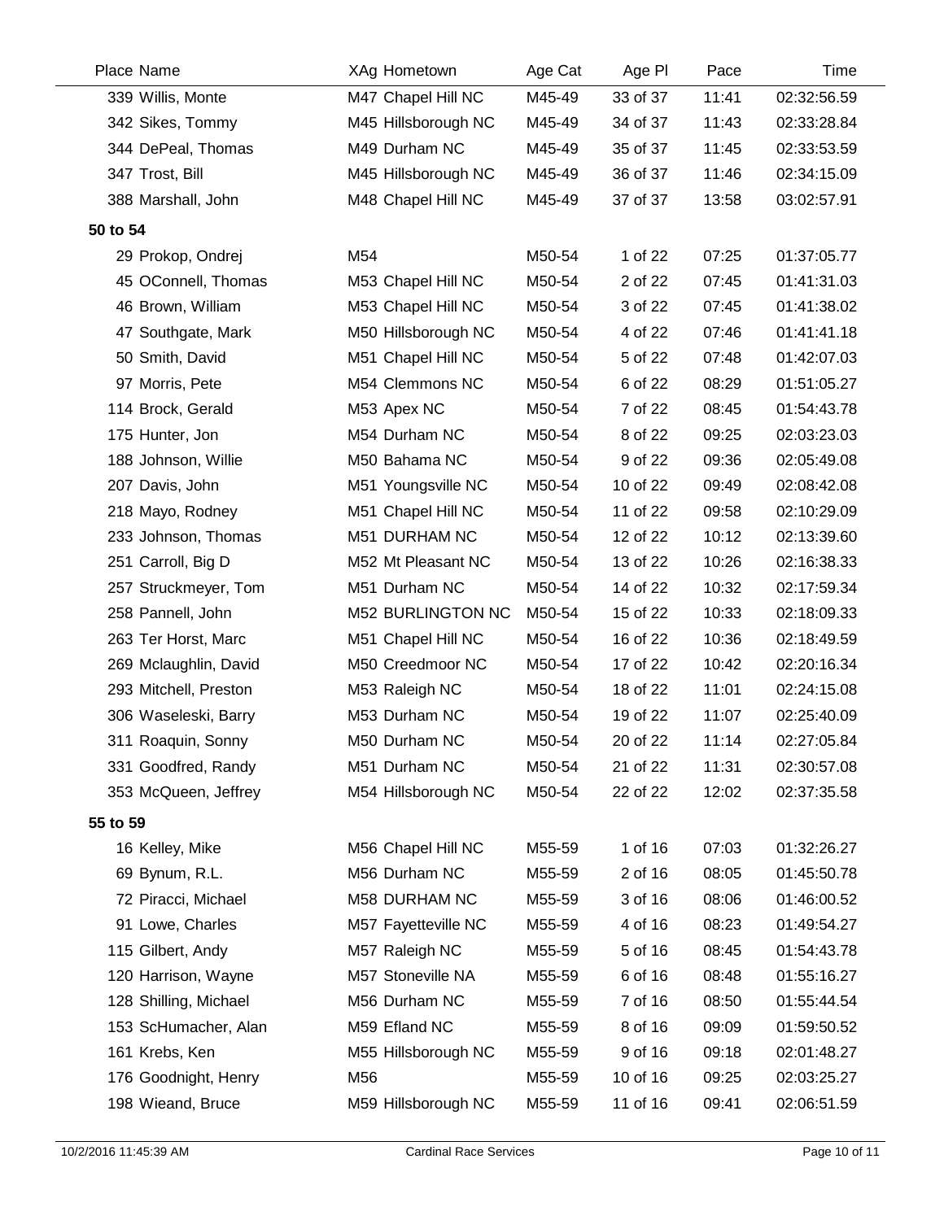| Place | Name | XAg | Hometown | Age Cat | Age Pl | Pace | Time |
|---|---|---|---|---|---|---|---|
| 339 | Willis, Monte | M47 | Chapel Hill NC | M45-49 | 33 of 37 | 11:41 | 02:32:56.59 |
| 342 | Sikes, Tommy | M45 | Hillsborough NC | M45-49 | 34 of 37 | 11:43 | 02:33:28.84 |
| 344 | DePeal, Thomas | M49 | Durham NC | M45-49 | 35 of 37 | 11:45 | 02:33:53.59 |
| 347 | Trost, Bill | M45 | Hillsborough NC | M45-49 | 36 of 37 | 11:46 | 02:34:15.09 |
| 388 | Marshall, John | M48 | Chapel Hill NC | M45-49 | 37 of 37 | 13:58 | 03:02:57.91 |
| **50 to 54** | | | | | | | |
| 29 | Prokop, Ondrej | M54 | | M50-54 | 1 of 22 | 07:25 | 01:37:05.77 |
| 45 | OConnell, Thomas | M53 | Chapel Hill NC | M50-54 | 2 of 22 | 07:45 | 01:41:31.03 |
| 46 | Brown, William | M53 | Chapel Hill NC | M50-54 | 3 of 22 | 07:45 | 01:41:38.02 |
| 47 | Southgate, Mark | M50 | Hillsborough NC | M50-54 | 4 of 22 | 07:46 | 01:41:41.18 |
| 50 | Smith, David | M51 | Chapel Hill NC | M50-54 | 5 of 22 | 07:48 | 01:42:07.03 |
| 97 | Morris, Pete | M54 | Clemmons NC | M50-54 | 6 of 22 | 08:29 | 01:51:05.27 |
| 114 | Brock, Gerald | M53 | Apex NC | M50-54 | 7 of 22 | 08:45 | 01:54:43.78 |
| 175 | Hunter, Jon | M54 | Durham NC | M50-54 | 8 of 22 | 09:25 | 02:03:23.03 |
| 188 | Johnson, Willie | M50 | Bahama NC | M50-54 | 9 of 22 | 09:36 | 02:05:49.08 |
| 207 | Davis, John | M51 | Youngsville NC | M50-54 | 10 of 22 | 09:49 | 02:08:42.08 |
| 218 | Mayo, Rodney | M51 | Chapel Hill NC | M50-54 | 11 of 22 | 09:58 | 02:10:29.09 |
| 233 | Johnson, Thomas | M51 | DURHAM NC | M50-54 | 12 of 22 | 10:12 | 02:13:39.60 |
| 251 | Carroll, Big D | M52 | Mt Pleasant NC | M50-54 | 13 of 22 | 10:26 | 02:16:38.33 |
| 257 | Struckmeyer, Tom | M51 | Durham NC | M50-54 | 14 of 22 | 10:32 | 02:17:59.34 |
| 258 | Pannell, John | M52 | BURLINGTON NC | M50-54 | 15 of 22 | 10:33 | 02:18:09.33 |
| 263 | Ter Horst, Marc | M51 | Chapel Hill NC | M50-54 | 16 of 22 | 10:36 | 02:18:49.59 |
| 269 | Mclaughlin, David | M50 | Creedmoor NC | M50-54 | 17 of 22 | 10:42 | 02:20:16.34 |
| 293 | Mitchell, Preston | M53 | Raleigh NC | M50-54 | 18 of 22 | 11:01 | 02:24:15.08 |
| 306 | Waseleski, Barry | M53 | Durham NC | M50-54 | 19 of 22 | 11:07 | 02:25:40.09 |
| 311 | Roaquin, Sonny | M50 | Durham NC | M50-54 | 20 of 22 | 11:14 | 02:27:05.84 |
| 331 | Goodfred, Randy | M51 | Durham NC | M50-54 | 21 of 22 | 11:31 | 02:30:57.08 |
| 353 | McQueen, Jeffrey | M54 | Hillsborough NC | M50-54 | 22 of 22 | 12:02 | 02:37:35.58 |
| **55 to 59** | | | | | | | |
| 16 | Kelley, Mike | M56 | Chapel Hill NC | M55-59 | 1 of 16 | 07:03 | 01:32:26.27 |
| 69 | Bynum, R.L. | M56 | Durham NC | M55-59 | 2 of 16 | 08:05 | 01:45:50.78 |
| 72 | Piracci, Michael | M58 | DURHAM NC | M55-59 | 3 of 16 | 08:06 | 01:46:00.52 |
| 91 | Lowe, Charles | M57 | Fayetteville NC | M55-59 | 4 of 16 | 08:23 | 01:49:54.27 |
| 115 | Gilbert, Andy | M57 | Raleigh NC | M55-59 | 5 of 16 | 08:45 | 01:54:43.78 |
| 120 | Harrison, Wayne | M57 | Stoneville NA | M55-59 | 6 of 16 | 08:48 | 01:55:16.27 |
| 128 | Shilling, Michael | M56 | Durham NC | M55-59 | 7 of 16 | 08:50 | 01:55:44.54 |
| 153 | ScHumacher, Alan | M59 | Efland NC | M55-59 | 8 of 16 | 09:09 | 01:59:50.52 |
| 161 | Krebs, Ken | M55 | Hillsborough NC | M55-59 | 9 of 16 | 09:18 | 02:01:48.27 |
| 176 | Goodnight, Henry | M56 | | M55-59 | 10 of 16 | 09:25 | 02:03:25.27 |
| 198 | Wieand, Bruce | M59 | Hillsborough NC | M55-59 | 11 of 16 | 09:41 | 02:06:51.59 |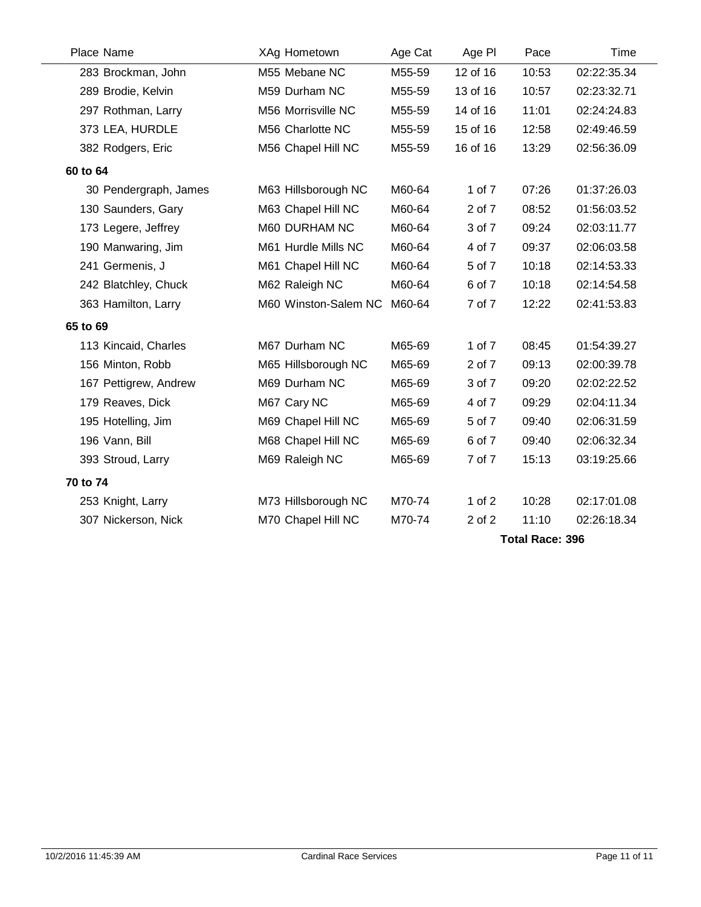| Place | Name | XAg | Hometown | Age Cat | Age Pl | Pace | Time |
|---|---|---|---|---|---|---|---|
| 283 | Brockman, John | M55 | Mebane NC | M55-59 | 12 of 16 | 10:53 | 02:22:35.34 |
| 289 | Brodie, Kelvin | M59 | Durham NC | M55-59 | 13 of 16 | 10:57 | 02:23:32.71 |
| 297 | Rothman, Larry | M56 | Morrisville NC | M55-59 | 14 of 16 | 11:01 | 02:24:24.83 |
| 373 | LEA, HURDLE | M56 | Charlotte NC | M55-59 | 15 of 16 | 12:58 | 02:49:46.59 |
| 382 | Rodgers, Eric | M56 | Chapel Hill NC | M55-59 | 16 of 16 | 13:29 | 02:56:36.09 |
| **60 to 64** | | | | | | | |
| 30 | Pendergraph, James | M63 | Hillsborough NC | M60-64 | 1 of 7 | 07:26 | 01:37:26.03 |
| 130 | Saunders, Gary | M63 | Chapel Hill NC | M60-64 | 2 of 7 | 08:52 | 01:56:03.52 |
| 173 | Legere, Jeffrey | M60 | DURHAM NC | M60-64 | 3 of 7 | 09:24 | 02:03:11.77 |
| 190 | Manwaring, Jim | M61 | Hurdle Mills NC | M60-64 | 4 of 7 | 09:37 | 02:06:03.58 |
| 241 | Germenis, J | M61 | Chapel Hill NC | M60-64 | 5 of 7 | 10:18 | 02:14:53.33 |
| 242 | Blatchley, Chuck | M62 | Raleigh NC | M60-64 | 6 of 7 | 10:18 | 02:14:54.58 |
| 363 | Hamilton, Larry | M60 | Winston-Salem NC | M60-64 | 7 of 7 | 12:22 | 02:41:53.83 |
| **65 to 69** | | | | | | | |
| 113 | Kincaid, Charles | M67 | Durham NC | M65-69 | 1 of 7 | 08:45 | 01:54:39.27 |
| 156 | Minton, Robb | M65 | Hillsborough NC | M65-69 | 2 of 7 | 09:13 | 02:00:39.78 |
| 167 | Pettigrew, Andrew | M69 | Durham NC | M65-69 | 3 of 7 | 09:20 | 02:02:22.52 |
| 179 | Reaves, Dick | M67 | Cary NC | M65-69 | 4 of 7 | 09:29 | 02:04:11.34 |
| 195 | Hotelling, Jim | M69 | Chapel Hill NC | M65-69 | 5 of 7 | 09:40 | 02:06:31.59 |
| 196 | Vann, Bill | M68 | Chapel Hill NC | M65-69 | 6 of 7 | 09:40 | 02:06:32.34 |
| 393 | Stroud, Larry | M69 | Raleigh NC | M65-69 | 7 of 7 | 15:13 | 03:19:25.66 |
| **70 to 74** | | | | | | | |
| 253 | Knight, Larry | M73 | Hillsborough NC | M70-74 | 1 of 2 | 10:28 | 02:17:01.08 |
| 307 | Nickerson, Nick | M70 | Chapel Hill NC | M70-74 | 2 of 2 | 11:10 | 02:26:18.34 |

**Total Race: 396**

10/2/2016 11:45:39 AM Cardinal Race Services